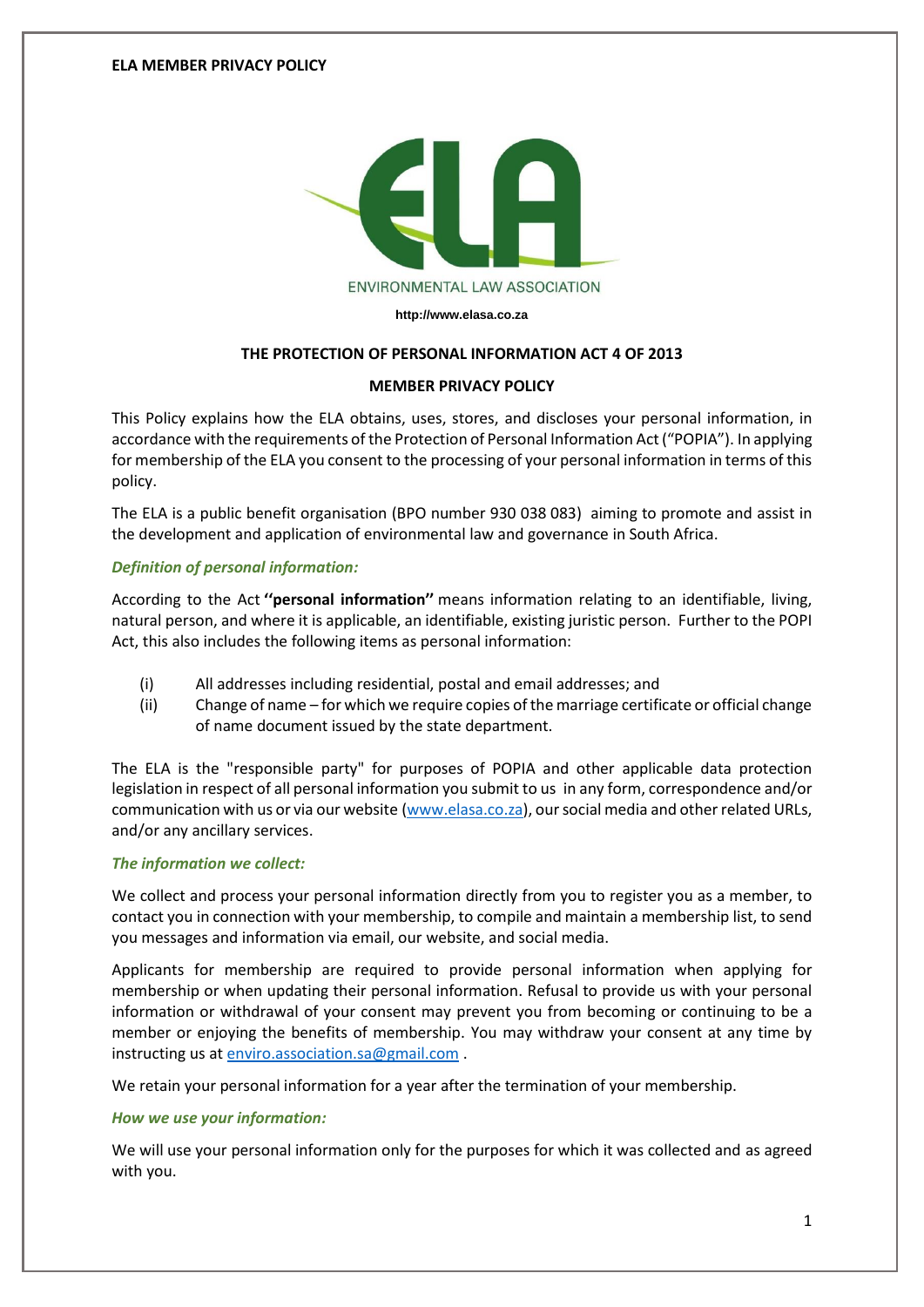ELA MEMBER PRIVACY POLICY

ENVIRONMENTAL LAW ASSOCIATION

http://www.elasa.co.za

# THE PROTECTION OF PERSONAL INFORMATION ACT 4 OF 2013

## MEMBER PRIVACY POLICY

This Policy explains how the ELA obtains, uses, stores, and discloses your personal information, in accordance with the requirements of the Protection of Personal Information Act ("POPIA"). In applying for membership of the ELA you consent to the processing of your personal information in terms of this policy.

The ELA is a public benefit organisation (BPO number 930 038 083) aiming to promote and assist in the development and application of environmental law and governance in South Africa.

### *Definition of personal information:*

According to the Act **"personal information"** means information relating to an identifiable, living, natural person, and where it is applicable, an identifiable, existing juristic person. Further to the POPI Act, this also includes the following items as personal information:

(i) All addresses including residential, postal and email addresses; and

(ii) Change of name – for which we require copies of the marriage certificate or official change of name document issued by the state department.

The ELA is the "responsible party" for purposes of POPIA and other applicable data protection legislation in respect of all personal information you submit to us in any form, correspondence and/or communication with us or via our website ([www.elasa.co.za](http://www.elasa.co.za)), our social media and other related URLs, and/or any ancillary services.

### *The information we collect:*

We collect and process your personal information directly from you to register you as a member, to contact you in connection with your membership, to compile and maintain a membership list, to send you messages and information via email, our website, and social media.

Applicants for membership are required to provide personal information when applying for membership or when updating their personal information. Refusal to provide us with your personal information or withdrawal of your consent may prevent you from becoming or continuing to be a member or enjoying the benefits of membership. You may withdraw your consent at any time by instructing us at [enviro.association.sa@gmail.com](mailto:enviro.association.sa@gmail.com) .

We retain your personal information for a year after the termination of your membership.

### *How we use your information:*

We will use your personal information only for the purposes for which it was collected and as agreed with you.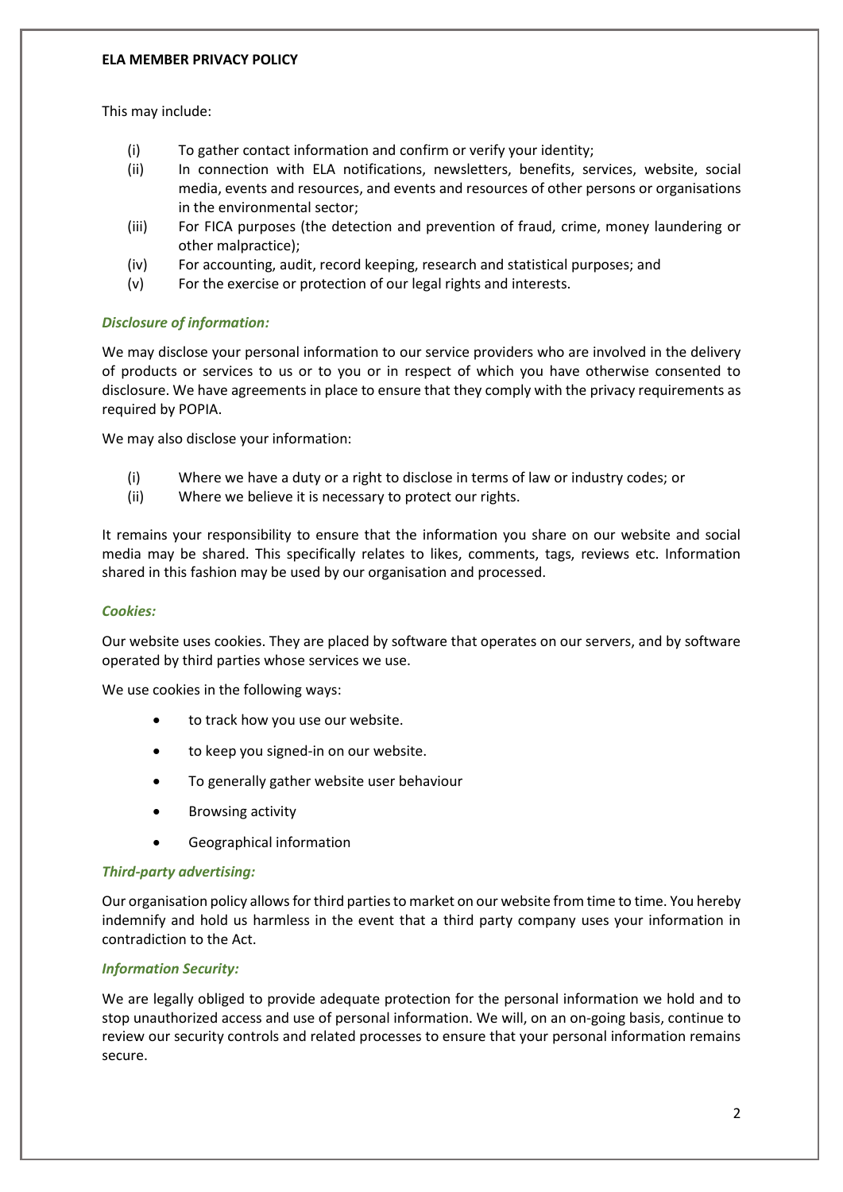This may include:

(i) To gather contact information and confirm or verify your identity;
(ii) In connection with ELA notifications, newsletters, benefits, services, website, social media, events and resources, and events and resources of other persons or organisations in the environmental sector;
(iii) For FICA purposes (the detection and prevention of fraud, crime, money laundering or other malpractice);
(iv) For accounting, audit, record keeping, research and statistical purposes; and
(v) For the exercise or protection of our legal rights and interests.

***Disclosure of information:***

We may disclose your personal information to our service providers who are involved in the delivery of products or services to us or to you or in respect of which you have otherwise consented to disclosure. We have agreements in place to ensure that they comply with the privacy requirements as required by POPIA.

We may also disclose your information:

(i) Where we have a duty or a right to disclose in terms of law or industry codes; or
(ii) Where we believe it is necessary to protect our rights.

It remains your responsibility to ensure that the information you share on our website and social media may be shared. This specifically relates to likes, comments, tags, reviews etc. Information shared in this fashion may be used by our organisation and processed.

***Cookies:***

Our website uses cookies. They are placed by software that operates on our servers, and by software operated by third parties whose services we use.

We use cookies in the following ways:

- to track how you use our website.
- to keep you signed-in on our website.
- To generally gather website user behaviour
- Browsing activity
- Geographical information

***Third-party advertising:***

Our organisation policy allows for third parties to market on our website from time to time. You hereby indemnify and hold us harmless in the event that a third party company uses your information in contradiction to the Act.

***Information Security:***

We are legally obliged to provide adequate protection for the personal information we hold and to stop unauthorized access and use of personal information. We will, on an on-going basis, continue to review our security controls and related processes to ensure that your personal information remains secure.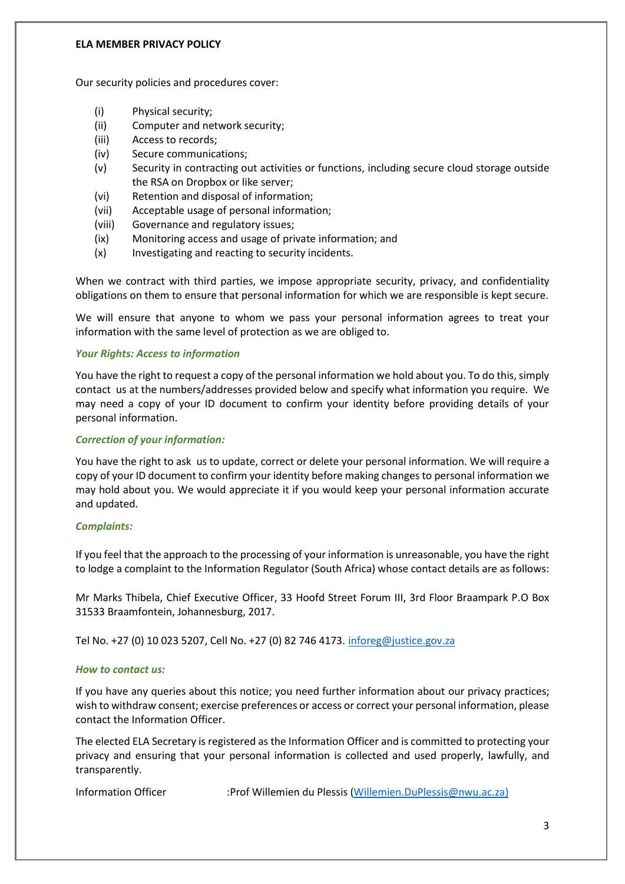Our security policies and procedures cover:

(i) Physical security;
(ii) Computer and network security;
(iii) Access to records;
(iv) Secure communications;
(v) Security in contracting out activities or functions, including secure cloud storage outside the RSA on Dropbox or like server;
(vi) Retention and disposal of information;
(vii) Acceptable usage of personal information;
(viii) Governance and regulatory issues;
(ix) Monitoring access and usage of private information; and
(x) Investigating and reacting to security incidents.

When we contract with third parties, we impose appropriate security, privacy, and confidentiality obligations on them to ensure that personal information for which we are responsible is kept secure.

We will ensure that anyone to whom we pass your personal information agrees to treat your information with the same level of protection as we are obliged to.

***Your Rights: Access to information***

You have the right to request a copy of the personal information we hold about you. To do this, simply contact us at the numbers/addresses provided below and specify what information you require. We may need a copy of your ID document to confirm your identity before providing details of your personal information.

***Correction of your information:***

You have the right to ask us to update, correct or delete your personal information. We will require a copy of your ID document to confirm your identity before making changes to personal information we may hold about you. We would appreciate it if you would keep your personal information accurate and updated.

***Complaints:***

If you feel that the approach to the processing of your information is unreasonable, you have the right to lodge a complaint to the Information Regulator (South Africa) whose contact details are as follows:

Mr Marks Thibela, Chief Executive Officer, 33 Hoofd Street Forum III, 3rd Floor Braampark P.O Box 31533 Braamfontein, Johannesburg, 2017.

Tel No. +27 (0) 10 023 5207, Cell No. +27 (0) 82 746 4173. inforeg@justice.gov.za

***How to contact us:***

If you have any queries about this notice; you need further information about our privacy practices; wish to withdraw consent; exercise preferences or access or correct your personal information, please contact the Information Officer.

The elected ELA Secretary is registered as the Information Officer and is committed to protecting your privacy and ensuring that your personal information is collected and used properly, lawfully, and transparently.

Information Officer :Prof Willemien du Plessis (Willemien.DuPlessis@nwu.ac.za)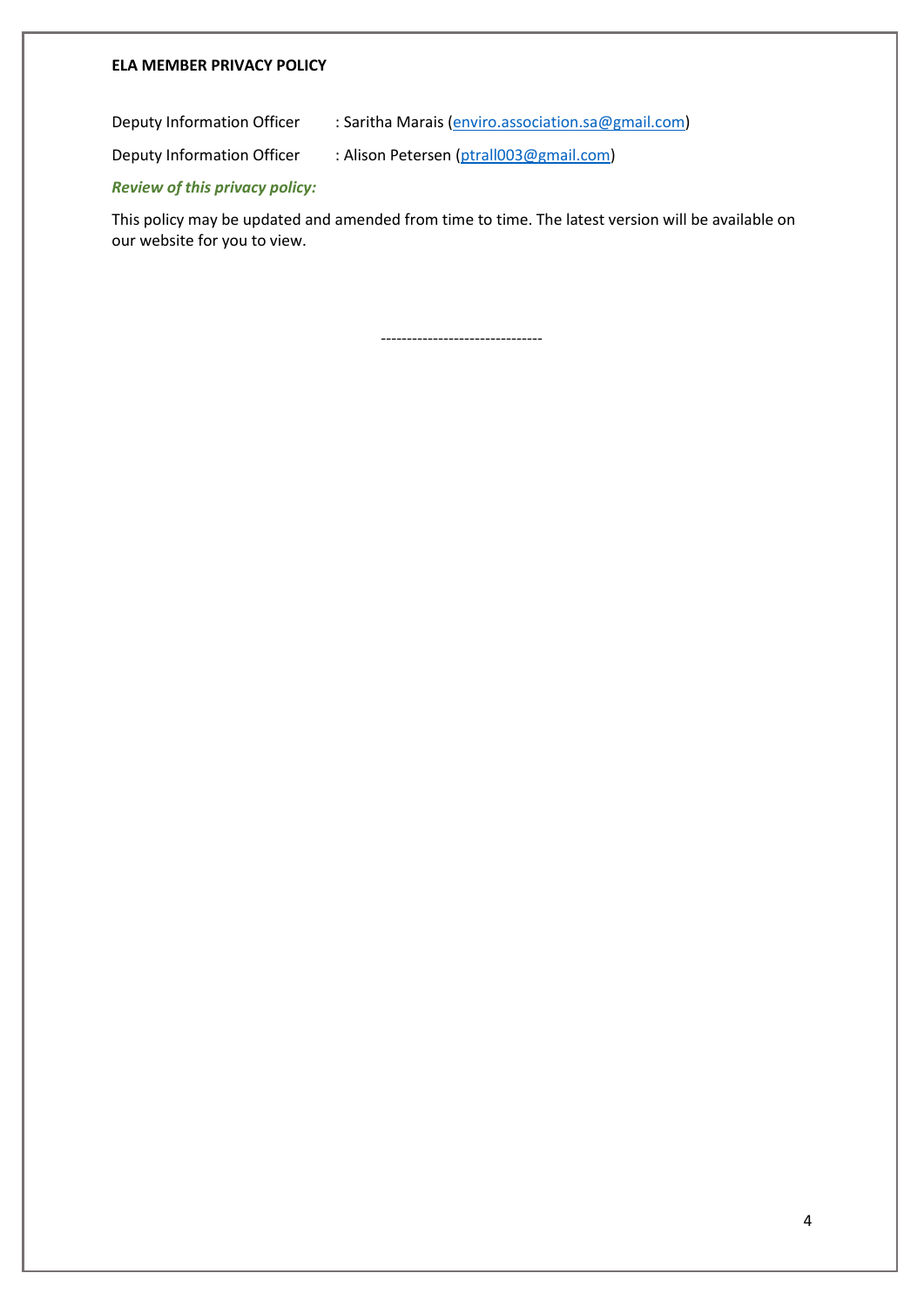Deputy Information Officer : Saritha Marais (enviro.association.sa@gmail.com)

Deputy Information Officer : Alison Petersen (ptrall003@gmail.com)

***Review of this privacy policy:***

This policy may be updated and amended from time to time. The latest version will be available on our website for you to view.

-------------------------------